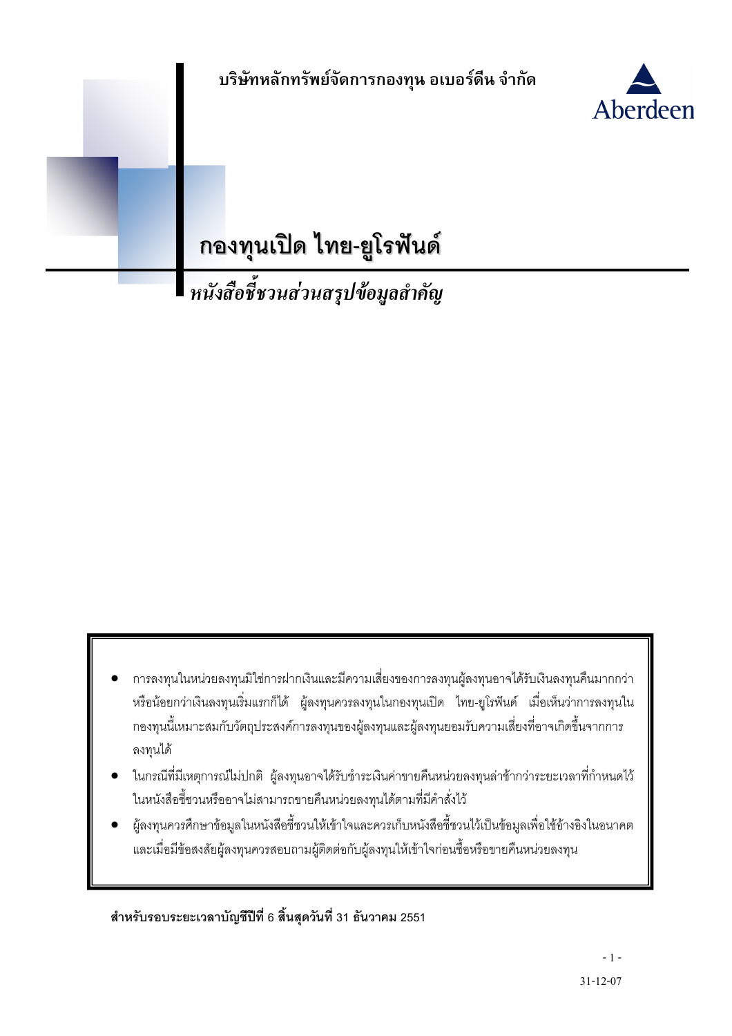บริษัทหลักทรัพย์จัดการกองทุน อเบอร์ดีน จำกัด

Aberdeen

# กองทุนเปิด ไทย-ยูโรฟันด์

*หนังสือชี้ชวนส่วนสรุปข้อมูลสำคัญ*

- การลงทุนในหน่วยลงทุนมิใช่การฝากเงินและมีความเสี่ยงของการลงทุนผู้ลงทุนอาจได้รับเงินลงทุนคืนมากกว่าหรือน้อยกว่าเงินลงทุนเริ่มแรกก็ได้ ผู้ลงทุนควรลงทุนในกองทุนเปิด ไทย-ยูโรฟันด์ เมื่อเห็นว่าการลงทุนในกองทุนนี้เหมาะสมกับวัตถุประสงค์การลงทุนของผู้ลงทุนและผู้ลงทุนยอมรับความเสี่ยงที่อาจเกิดขึ้นจากการลงทุนได้
- ในกรณีที่มีเหตุการณ์ไม่ปกติ ผู้ลงทุนอาจได้รับชำระเงินค่าขายคืนหน่วยลงทุนล่าช้ากว่าระยะเวลาที่กำหนดไว้ในหนังสือชี้ชวนหรืออาจไม่สามารถขายคืนหน่วยลงทุนได้ตามที่มีคำสั่งไว้
- ผู้ลงทุนควรศึกษาข้อมูลในหนังสือชี้ชวนให้เข้าใจและควรเก็บหนังสือชี้ชวนไว้เป็นข้อมูลเพื่อใช้อ้างอิงในอนาคต และเมื่อมีข้อสงสัยผู้ลงทุนควรสอบถามผู้ติดต่อกับผู้ลงทุนให้เข้าใจก่อนซื้อหรือขายคืนหน่วยลงทุน

**สำหรับรอบระยะเวลาบัญชีปีที่ 6 สิ้นสุดวันที่ 31 ธันวาคม 2551**

31-12-07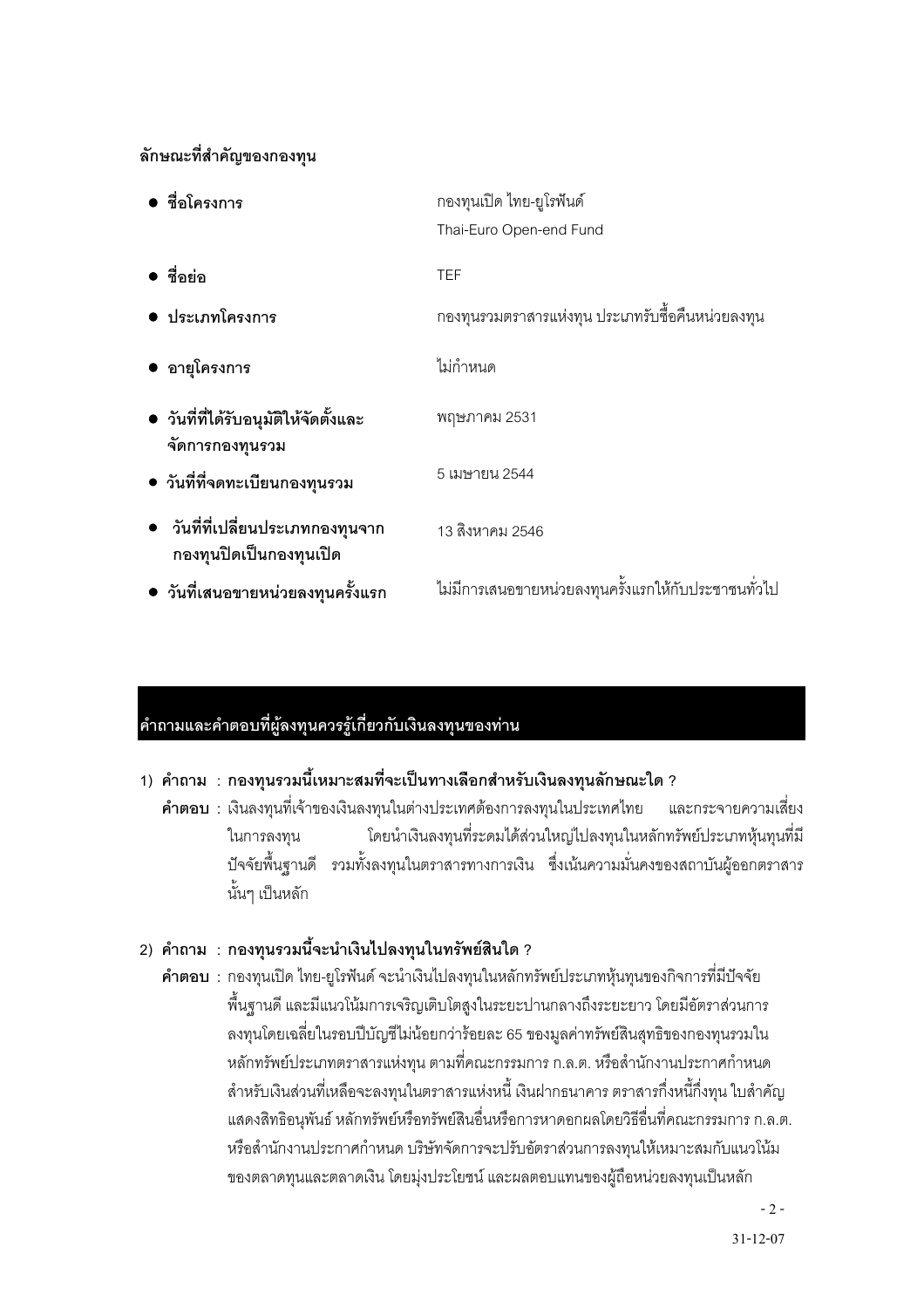**ลักษณะที่สำคัญของกองทุน**

- **ชื่อโครงการ** กองทุนเปิด ไทย-ยูโรฟันด์ Thai-Euro Open-end Fund
- **ชื่อย่อ** TEF
- **ประเภทโครงการ** กองทุนรวมตราสารแห่งทุน ประเภทรับซื้อคืนหน่วยลงทุน
- **อายุโครงการ** ไม่กำหนด
- **วันที่ที่ได้รับอนุมัติให้จัดตั้งและจัดการกองทุนรวม** พฤษภาคม 2531
- **วันที่ที่จดทะเบียนกองทุนรวม** 5 เมษายน 2544
- **วันที่ที่เปลี่ยนประเภทกองทุนจากกองทุนปิดเป็นกองทุนเปิด** 13 สิงหาคม 2546
- **วันที่เสนอขายหน่วยลงทุนครั้งแรก** ไม่มีการเสนอขายหน่วยลงทุนครั้งแรกให้กับประชาชนทั่วไป

## คำถามและคำตอบที่ผู้ลงทุนควรรู้เกี่ยวกับเงินลงทุนของท่าน

1) **คำถาม** : **กองทุนรวมนี้เหมาะสมที่จะเป็นทางเลือกสำหรับเงินลงทุนลักษณะใด ?**

**คำตอบ** : เงินลงทุนที่เจ้าของเงินลงทุนในต่างประเทศต้องการลงทุนในประเทศไทย และกระจายความเสี่ยงในการลงทุน โดยนำเงินลงทุนที่ระดมได้ส่วนใหญ่ไปลงทุนในหลักทรัพย์ประเภทหุ้นทุนที่มีปัจจัยพื้นฐานดี รวมทั้งลงทุนในตราสารทางการเงิน ซึ่งเน้นความมั่นคงของสถาบันผู้ออกตราสารนั้นๆ เป็นหลัก

2) **คำถาม** : **กองทุนรวมนี้จะนำเงินไปลงทุนในทรัพย์สินใด ?**

**คำตอบ** : กองทุนเปิด ไทย-ยูโรฟันด์ จะนำเงินไปลงทุนในหลักทรัพย์ประเภทหุ้นทุนของกิจการที่มีปัจจัยพื้นฐานดี และมีแนวโน้มการเจริญเติบโตสูงในระยะปานกลางถึงระยะยาว โดยมีอัตราส่วนการลงทุนโดยเฉลี่ยในรอบปีบัญชีไม่น้อยกว่าร้อยละ 65 ของมูลค่าทรัพย์สินสุทธิของกองทุนรวมในหลักทรัพย์ประเภทตราสารแห่งทุน ตามที่คณะกรรมการ ก.ล.ต. หรือสำนักงานประกาศกำหนด สำหรับเงินส่วนที่เหลือจะลงทุนในตราสารแห่งหนี้ เงินฝากธนาคาร ตราสารกึ่งหนี้กึ่งทุน ใบสำคัญแสดงสิทธิอนุพันธ์ หลักทรัพย์หรือทรัพย์สินอื่นหรือการหาดอกผลโดยวิธีอื่นที่คณะกรรมการ ก.ล.ต. หรือสำนักงานประกาศกำหนด บริษัทจัดการจะปรับอัตราส่วนการลงทุนให้เหมาะสมกับแนวโน้มของตลาดทุนและตลาดเงิน โดยมุ่งประโยชน์ และผลตอบแทนของผู้ถือหน่วยลงทุนเป็นหลัก

31-12-07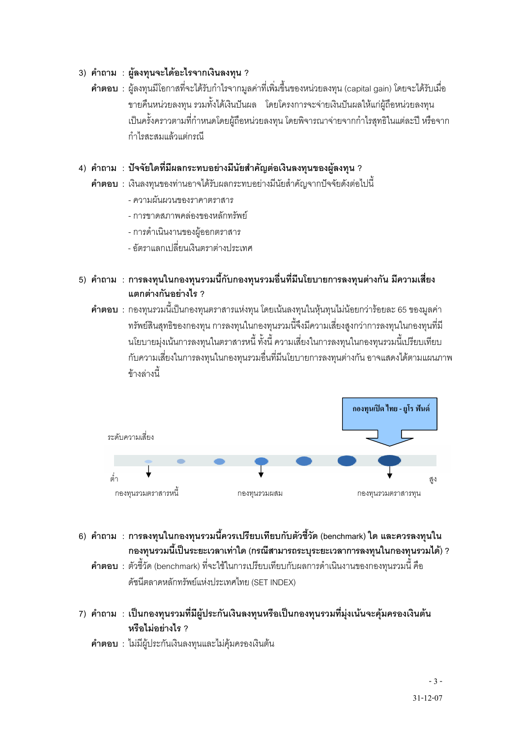3) **คำถาม** : **ผู้ลงทุนจะได้อะไรจากเงินลงทุน** ?

**คำตอบ** : ผู้ลงทุนมีโอกาสที่จะได้รับกำไรจากมูลค่าที่เพิ่มขึ้นของหน่วยลงทุน (capital gain) โดยจะได้รับเมื่อขายคืนหน่วยลงทุน รวมทั้งได้เงินปันผล โดยโครงการจะจ่ายเงินปันผลให้แก่ผู้ถือหน่วยลงทุนเป็นครั้งคราวตามที่กำหนดโดยผู้ถือหน่วยลงทุน โดยพิจารณาจ่ายจากกำไรสุทธิในแต่ละปี หรือจากกำไรสะสมแล้วแต่กรณี

4) **คำถาม** : **ปัจจัยใดที่มีผลกระทบอย่างมีนัยสำคัญต่อเงินลงทุนของผู้ลงทุน** ?

**คำตอบ** : เงินลงทุนของท่านอาจได้รับผลกระทบอย่างมีนัยสำคัญจากปัจจัยดังต่อไปนี้

- ความผันผวนของราคาตราสาร
- การขาดสภาพคล่องของหลักทรัพย์
- การดำเนินงานของผู้ออกตราสาร
- อัตราแลกเปลี่ยนเงินตราต่างประเทศ

5) **คำถาม** : **การลงทุนในกองทุนรวมนี้กับกองทุนรวมอื่นที่มีนโยบายการลงทุนต่างกัน มีความเสี่ยงแตกต่างกันอย่างไร** ?

**คำตอบ** : กองทุนรวมนี้เป็นกองทุนตราสารแห่งทุน โดยเน้นลงทุนในหุ้นทุนไม่น้อยกว่าร้อยละ 65 ของมูลค่าทรัพย์สินสุทธิของกองทุน การลงทุนในกองทุนรวมนี้จึงมีความเสี่ยงสูงกว่าการลงทุนในกองทุนที่มีนโยบายมุ่งเน้นการลงทุนในตราสารหนี้ ทั้งนี้ ความเสี่ยงในการลงทุนในกองทุนรวมนี้เปรียบเทียบกับความเสี่ยงในการลงทุนในกองทุนรวมอื่นที่มีนโยบายการลงทุนต่างกัน อาจแสดงได้ตามแผนภาพข้างล่างนี้

กองทุนเปิด ไทย - ยูโร ฟันด์

ระดับความเสี่ยง

ต่ำ — สูง

กองทุนรวมตราสารหนี้ | กองทุนรวมผสม | กองทุนรวมตราสารทุน

6) **คำถาม** : **การลงทุนในกองทุนรวมนี้ควรเปรียบเทียบกับตัวชี้วัด (benchmark) ใด และควรลงทุนในกองทุนรวมนี้เป็นระยะเวลาเท่าใด (กรณีสามารถระบุระยะเวลาการลงทุนในกองทุนรวมได้)** ?

**คำตอบ** : ตัวชี้วัด (benchmark) ที่จะใช้ในการเปรียบเทียบกับผลการดำเนินงานของกองทุนรวมนี้ คือ ดัชนีตลาดหลักทรัพย์แห่งประเทศไทย (SET INDEX)

7) **คำถาม** : **เป็นกองทุนรวมที่มีผู้ประกันเงินลงทุนหรือเป็นกองทุนรวมที่มุ่งเน้นจะคุ้มครองเงินต้นหรือไม่อย่างไร** ?

**คำตอบ** : ไม่มีผู้ประกันเงินลงทุนและไม่คุ้มครองเงินต้น

31-12-07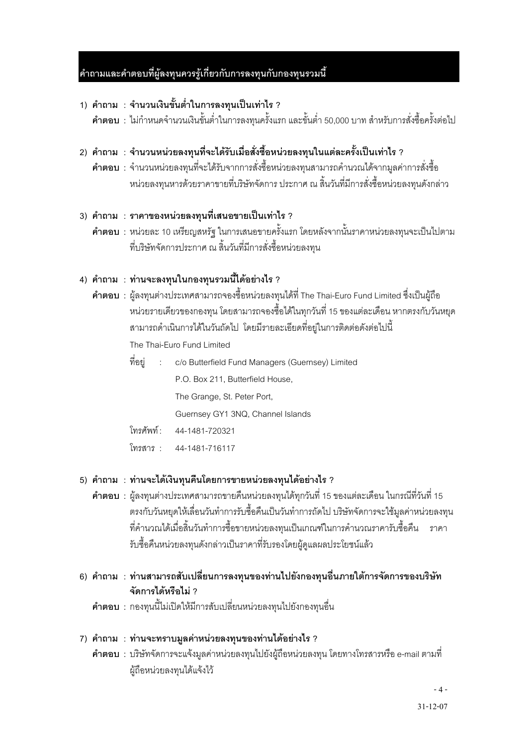## คำถามและคำตอบที่ผู้ลงทุนควรรู้เกี่ยวกับการลงทุนกับกองทุนรวมนี้

1) **คำถาม** : **จำนวนเงินขั้นต่ำในการลงทุนเป็นเท่าไร ?**

   **คำตอบ** : ไม่กำหนดจำนวนเงินขั้นต่ำในการลงทุนครั้งแรก และขั้นต่ำ 50,000 บาท สำหรับการสั่งซื้อครั้งต่อไป

2) **คำถาม** : **จำนวนหน่วยลงทุนที่จะได้รับเมื่อสั่งซื้อหน่วยลงทุนในแต่ละครั้งเป็นเท่าไร ?**

   **คำตอบ** : จำนวนหน่วยลงทุนที่จะได้รับจากการสั่งซื้อหน่วยลงทุนสามารถคำนวณได้จากมูลค่าการสั่งซื้อหน่วยลงทุนหารด้วยราคาขายที่บริษัทจัดการ ประกาศ ณ สิ้นวันที่มีการสั่งซื้อหน่วยลงทุนดังกล่าว

3) **คำถาม** : **ราคาของหน่วยลงทุนที่เสนอขายเป็นเท่าไร ?**

   **คำตอบ** : หน่วยละ 10 เหรียญสหรัฐ ในการเสนอขายครั้งแรก โดยหลังจากนั้นราคาหน่วยลงทุนจะเป็นไปตามที่บริษัทจัดการประกาศ ณ สิ้นวันที่มีการสั่งซื้อหน่วยลงทุน

4) **คำถาม** : **ท่านจะลงทุนในกองทุนรวมนี้ได้อย่างไร ?**

   **คำตอบ** : ผู้ลงทุนต่างประเทศสามารถจองซื้อหน่วยลงทุนได้ที่ The Thai-Euro Fund Limited ซึ่งเป็นผู้ถือหน่วยรายเดียวของกองทุน โดยสามารถจองซื้อได้ในทุกวันที่ 15 ของแต่ละเดือน หากตรงกับวันหยุดสามารถดำเนินการได้ในวันถัดไป โดยมีรายละเอียดที่อยู่ในการติดต่อดังต่อไปนี้

   The Thai-Euro Fund Limited

   ที่อยู่ : c/o Butterfield Fund Managers (Guernsey) Limited
   P.O. Box 211, Butterfield House,
   The Grange, St. Peter Port,
   Guernsey GY1 3NQ, Channel Islands

   โทรศัพท์ : 44-1481-720321

   โทรสาร : 44-1481-716117

5) **คำถาม** : **ท่านจะได้เงินทุนคืนโดยการขายหน่วยลงทุนได้อย่างไร ?**

   **คำตอบ** : ผู้ลงทุนต่างประเทศสามารถขายคืนหน่วยลงทุนได้ทุกวันที่ 15 ของแต่ละเดือน ในกรณีที่วันที่ 15 ตรงกับวันหยุดให้เลื่อนวันทำการรับซื้อคืนเป็นวันทำการถัดไป บริษัทจัดการจะใช้มูลค่าหน่วยลงทุนที่คำนวณได้เมื่อสิ้นวันทำการซื้อขายหน่วยลงทุนเป็นเกณฑ์ในการคำนวณราคารับซื้อคืน ราคารับซื้อคืนหน่วยลงทุนดังกล่าวเป็นราคาที่รับรองโดยผู้ดูแลผลประโยชน์แล้ว

6) **คำถาม** : **ท่านสามารถสับเปลี่ยนการลงทุนของท่านไปยังกองทุนอื่นภายใต้การจัดการของบริษัทจัดการได้หรือไม่ ?**

   **คำตอบ** : กองทุนนี้ไม่เปิดให้มีการสับเปลี่ยนหน่วยลงทุนไปยังกองทุนอื่น

7) **คำถาม** : **ท่านจะทราบมูลค่าหน่วยลงทุนของท่านได้อย่างไร ?**

   **คำตอบ** : บริษัทจัดการจะแจ้งมูลค่าหน่วยลงทุนไปยังผู้ถือหน่วยลงทุน โดยทางโทรสารหรือ e-mail ตามที่ผู้ถือหน่วยลงทุนได้แจ้งไว้

31-12-07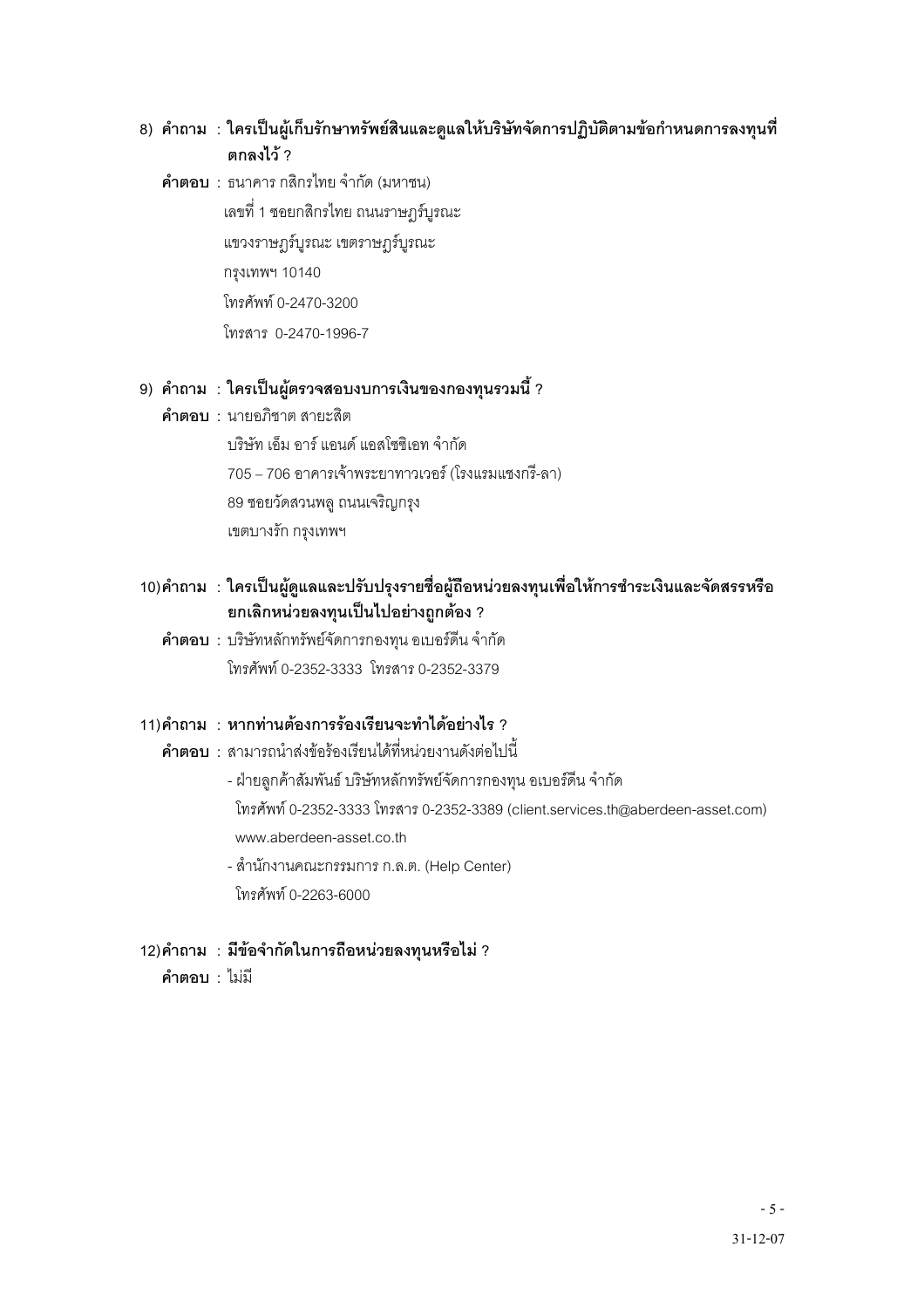8) **คำถาม** : **ใครเป็นผู้เก็บรักษาทรัพย์สินและดูแลให้บริษัทจัดการปฏิบัติตามข้อกำหนดการลงทุนที่ตกลงไว้ ?**

**คำตอบ** : ธนาคาร กสิกรไทย จำกัด (มหาชน)
เลขที่ 1 ซอยกสิกรไทย ถนนราษฎร์บูรณะ
แขวงราษฎร์บูรณะ เขตราษฎร์บูรณะ
กรุงเทพฯ 10140
โทรศัพท์ 0-2470-3200
โทรสาร 0-2470-1996-7

9) **คำถาม** : **ใครเป็นผู้ตรวจสอบบงบการเงินของกองทุนรวมนี้ ?**

**คำตอบ** : นายอภิชาต สายะสิต
บริษัท เอ็ม อาร์ แอนด์ แอสโซซิเอท จำกัด
705 – 706 อาคารเจ้าพระยาทาวเวอร์ (โรงแรมแชงกรี-ลา)
89 ซอยวัดสวนพลู ถนนเจริญกรุง
เขตบางรัก กรุงเทพฯ

10) **คำถาม** : **ใครเป็นผู้ดูแลและปรับปรุงรายชื่อผู้ถือหน่วยลงทุนเพื่อให้การชำระเงินและจัดสรรหรือยกเลิกหน่วยลงทุนเป็นไปอย่างถูกต้อง ?**

**คำตอบ** : บริษัทหลักทรัพย์จัดการกองทุน อเบอร์ดีน จำกัด
โทรศัพท์ 0-2352-3333 โทรสาร 0-2352-3379

11) **คำถาม** : **หากท่านต้องการร้องเรียนจะทำได้อย่างไร ?**

**คำตอบ** : สามารถนำส่งข้อร้องเรียนได้ที่หน่วยงานดังต่อไปนี้

- ฝ่ายลูกค้าสัมพันธ์ บริษัทหลักทรัพย์จัดการกองทุน อเบอร์ดีน จำกัด
  โทรศัพท์ 0-2352-3333 โทรสาร 0-2352-3389 (client.services.th@aberdeen-asset.com)
  www.aberdeen-asset.co.th
- สำนักงานคณะกรรมการ ก.ล.ต. (Help Center)
  โทรศัพท์ 0-2263-6000

12) **คำถาม** : **มีข้อจำกัดในการถือหน่วยลงทุนหรือไม่ ?**

**คำตอบ** : ไม่มี

31-12-07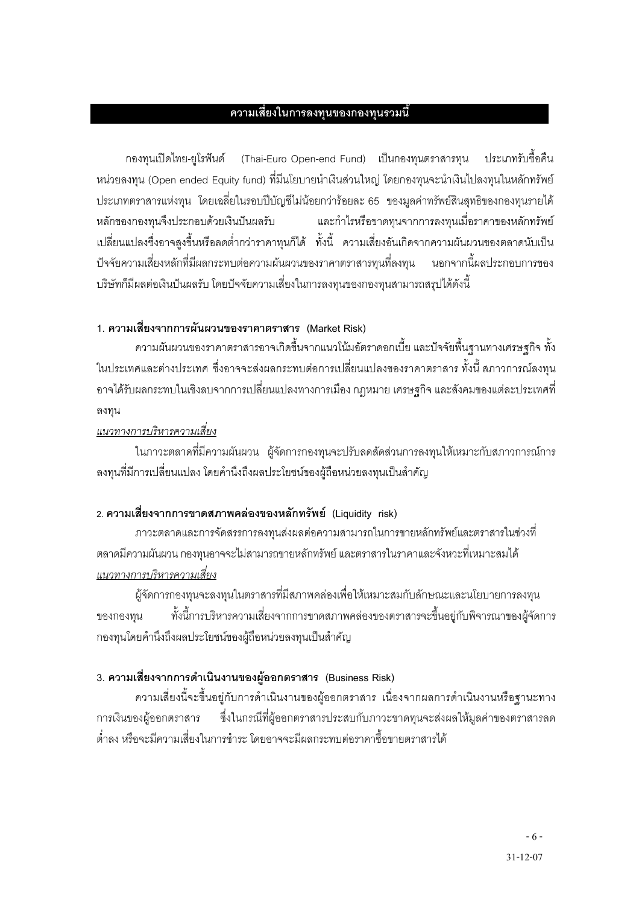## ความเสี่ยงในการลงทุนของกองทุนรวมนี้

กองทุนเปิดไทย-ยูโรฟันด์ (Thai-Euro Open-end Fund) เป็นกองทุนตราสารทุน ประเภทรับซื้อคืนหน่วยลงทุน (Open ended Equity fund) ที่มีนโยบายนำเงินส่วนใหญ่ โดยกองทุนจะนำเงินไปลงทุนในหลักทรัพย์ประเภทตราสารแห่งทุน โดยเฉลี่ยในรอบปีบัญชีไม่น้อยกว่าร้อยละ 65 ของมูลค่าทรัพย์สินสุทธิของกองทุนรายได้หลักของกองทุนจึงประกอบด้วยเงินปันผลรับ และกำไรหรือขาดทุนจากการลงทุนเมื่อราคาของหลักทรัพย์เปลี่ยนแปลงซึ่งอาจสูงขึ้นหรือลดต่ำกว่าราคาทุนก็ได้ ทั้งนี้ ความเสี่ยงอันเกิดจากความผันผวนของตลาดนับเป็นปัจจัยความเสี่ยงหลักที่มีผลกระทบต่อความผันผวนของราคาตราสารทุนที่ลงทุน นอกจากนี้ผลประกอบการของบริษัทก็มีผลต่อเงินปันผลรับ โดยปัจจัยความเสี่ยงในการลงทุนของกองทุนสามารถสรุปได้ดังนี้

### 1. ความเสี่ยงจากการผันผวนของราคาตราสาร (Market Risk)

ความผันผวนของราคาตราสารอาจเกิดขึ้นจากแนวโน้มอัตราดอกเบี้ย และปัจจัยพื้นฐานทางเศรษฐกิจ ทั้งในประเทศและต่างประเทศ ซึ่งอาจจะส่งผลกระทบต่อการเปลี่ยนแปลงของราคาตราสาร ทั้งนี้ สภาวการณ์ลงทุนอาจได้รับผลกระทบในเชิงลบจากการเปลี่ยนแปลงทางการเมือง กฎหมาย เศรษฐกิจ และสังคมของแต่ละประเทศที่ลงทุน

_แนวทางการบริหารความเสี่ยง_

ในภาวะตลาดที่มีความผันผวน ผู้จัดการกองทุนจะปรับลดสัดส่วนการลงทุนให้เหมาะกับสภาวการณ์การลงทุนที่มีการเปลี่ยนแปลง โดยคำนึงถึงผลประโยชน์ของผู้ถือหน่วยลงทุนเป็นสำคัญ

### 2. ความเสี่ยงจากการขาดสภาพคล่องของหลักทรัพย์ (Liquidity risk)

ภาวะตลาดและการจัดสรรการลงทุนส่งผลต่อความสามารถในการขายหลักทรัพย์และตราสารในช่วงที่ตลาดมีความผันผวน กองทุนอาจจะไม่สามารถขายหลักทรัพย์ และตราสารในราคาและจังหวะที่เหมาะสมได้

_แนวทางการบริหารความเสี่ยง_

ผู้จัดการกองทุนจะลงทุนในตราสารที่มีสภาพคล่องเพื่อให้เหมาะสมกับลักษณะและนโยบายการลงทุนของกองทุน ทั้งนี้การบริหารความเสี่ยงจากการขาดสภาพคล่องของตราสารจะขึ้นอยู่กับพิจารณาของผู้จัดการกองทุนโดยคำนึงถึงผลประโยชน์ของผู้ถือหน่วยลงทุนเป็นสำคัญ

### 3. ความเสี่ยงจากการดำเนินงานของผู้ออกตราสาร (Business Risk)

ความเสี่ยงนี้จะขึ้นอยู่กับการดำเนินงานของผู้ออกตราสาร เนื่องจากผลการดำเนินงานหรือฐานะทางการเงินของผู้ออกตราสาร ซึ่งในกรณีที่ผู้ออกตราสารประสบกับภาวะขาดทุนจะส่งผลให้มูลค่าของตราสารลดต่ำลง หรือจะมีความเสี่ยงในการชำระ โดยอาจจะมีผลกระทบต่อราคาซื้อขายตราสารได้

31-12-07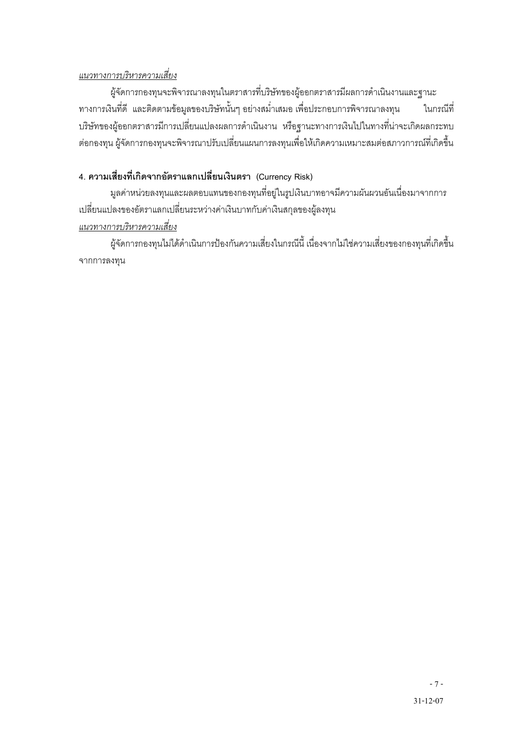*แนวทางการบริหารความเสี่ยง*

ผู้จัดการกองทุนจะพิจารณาลงทุนในตราสารที่บริษัทของผู้ออกตราสารมีผลการดำเนินงานและฐานะทางการเงินที่ดี และติดตามข้อมูลของบริษัทนั้นๆ อย่างสม่ำเสมอ เพื่อประกอบการพิจารณาลงทุน ในกรณีที่บริษัทของผู้ออกตราสารมีการเปลี่ยนแปลงผลการดำเนินงาน หรือฐานะทางการเงินไปในทางที่น่าจะเกิดผลกระทบต่อกองทุน ผู้จัดการกองทุนจะพิจารณาปรับเปลี่ยนแผนการลงทุนเพื่อให้เกิดความเหมาะสมต่อสภาวการณ์ที่เกิดขึ้น

4. **ความเสี่ยงที่เกิดจากอัตราแลกเปลี่ยนเงินตรา** (Currency Risk)

มูลค่าหน่วยลงทุนและผลตอบแทนของกองทุนที่อยู่ในรูปเงินบาทอาจมีความผันผวนอันเนื่องมาจากการเปลี่ยนแปลงของอัตราแลกเปลี่ยนระหว่างค่าเงินบาทกับค่าเงินสกุลของผู้ลงทุน

*แนวทางการบริหารความเสี่ยง*

ผู้จัดการกองทุนไม่ได้ดำเนินการป้องกันความเสี่ยงในกรณีนี้ เนื่องจากไม่ใช่ความเสี่ยงของกองทุนที่เกิดขึ้นจากการลงทุน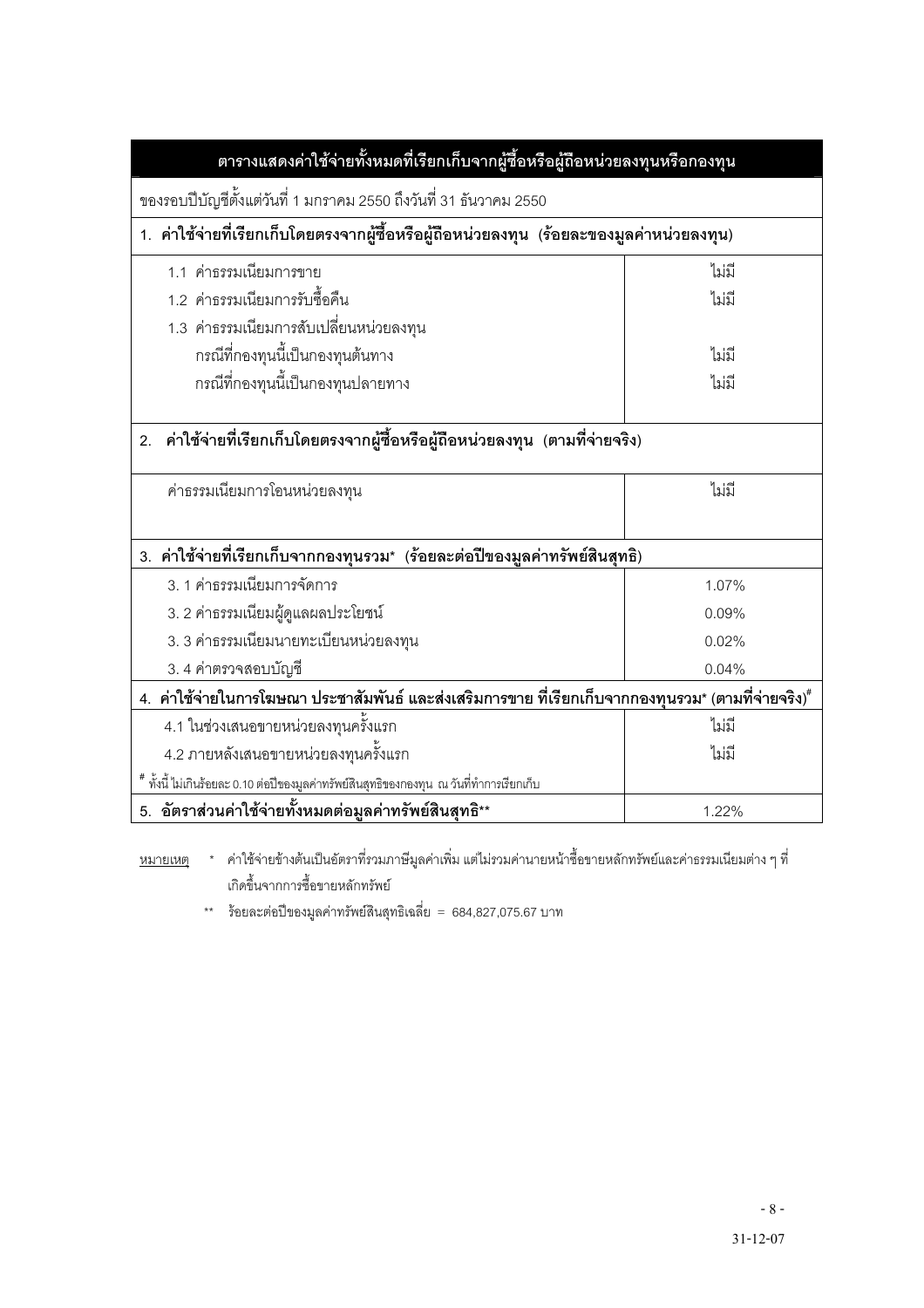| ตารางแสดงค่าใช้จ่ายทั้งหมดที่เรียกเก็บจากผู้ซื้อหรือผู้ถือหน่วยลงทุนหรือกองทุน | |
|---|---|
| ของรอบปีบัญชีตั้งแต่วันที่ 1 มกราคม 2550 ถึงวันที่ 31 ธันวาคม 2550 | |
| **1. ค่าใช้จ่ายที่เรียกเก็บโดยตรงจากผู้ซื้อหรือผู้ถือหน่วยลงทุน (ร้อยละของมูลค่าหน่วยลงทุน)** | |
| 1.1 ค่าธรรมเนียมการขาย | ไม่มี |
| 1.2 ค่าธรรมเนียมการรับซื้อคืน | ไม่มี |
| 1.3 ค่าธรรมเนียมการสับเปลี่ยนหน่วยลงทุน | |
| กรณีที่กองทุนนี้เป็นกองทุนต้นทาง | ไม่มี |
| กรณีที่กองทุนนี้เป็นกองทุนปลายทาง | ไม่มี |
| **2. ค่าใช้จ่ายที่เรียกเก็บโดยตรงจากผู้ซื้อหรือผู้ถือหน่วยลงทุน (ตามที่จ่ายจริง)** | |
| ค่าธรรมเนียมการโอนหน่วยลงทุน | ไม่มี |
| **3. ค่าใช้จ่ายที่เรียกเก็บจากกองทุนรวม* (ร้อยละต่อปีของมูลค่าทรัพย์สินสุทธิ)** | |
| 3. 1 ค่าธรรมเนียมการจัดการ | 1.07% |
| 3. 2 ค่าธรรมเนียมผู้ดูแลผลประโยชน์ | 0.09% |
| 3. 3 ค่าธรรมเนียมนายทะเบียนหน่วยลงทุน | 0.02% |
| 3. 4 ค่าตรวจสอบบัญชี | 0.04% |
| **4. ค่าใช้จ่ายในการโฆษณา ประชาสัมพันธ์ และส่งเสริมการขาย ที่เรียกเก็บจากกองทุนรวม* (ตามที่จ่ายจริง)#** | |
| 4.1 ในช่วงเสนอขายหน่วยลงทุนครั้งแรก | ไม่มี |
| 4.2 ภายหลังเสนอขายหน่วยลงทุนครั้งแรก | ไม่มี |
| # ทั้งนี้ ไม่เกินร้อยละ 0.10 ต่อปีของมูลค่าทรัพย์สินสุทธิของกองทุน ณ วันที่ทำการเรียกเก็บ | |
| **5. อัตราส่วนค่าใช้จ่ายทั้งหมดต่อมูลค่าทรัพย์สินสุทธิ**** | 1.22% |

<u>หมายเหตุ</u> * ค่าใช้จ่ายข้างต้นเป็นอัตราที่รวมภาษีมูลค่าเพิ่ม แต่ไม่รวมค่านายหน้าซื้อขายหลักทรัพย์และค่าธรรมเนียมต่าง ๆ ที่เกิดขึ้นจากการซื้อขายหลักทรัพย์

** ร้อยละต่อปีของมูลค่าทรัพย์สินสุทธิเฉลี่ย = 684,827,075.67 บาท

31-12-07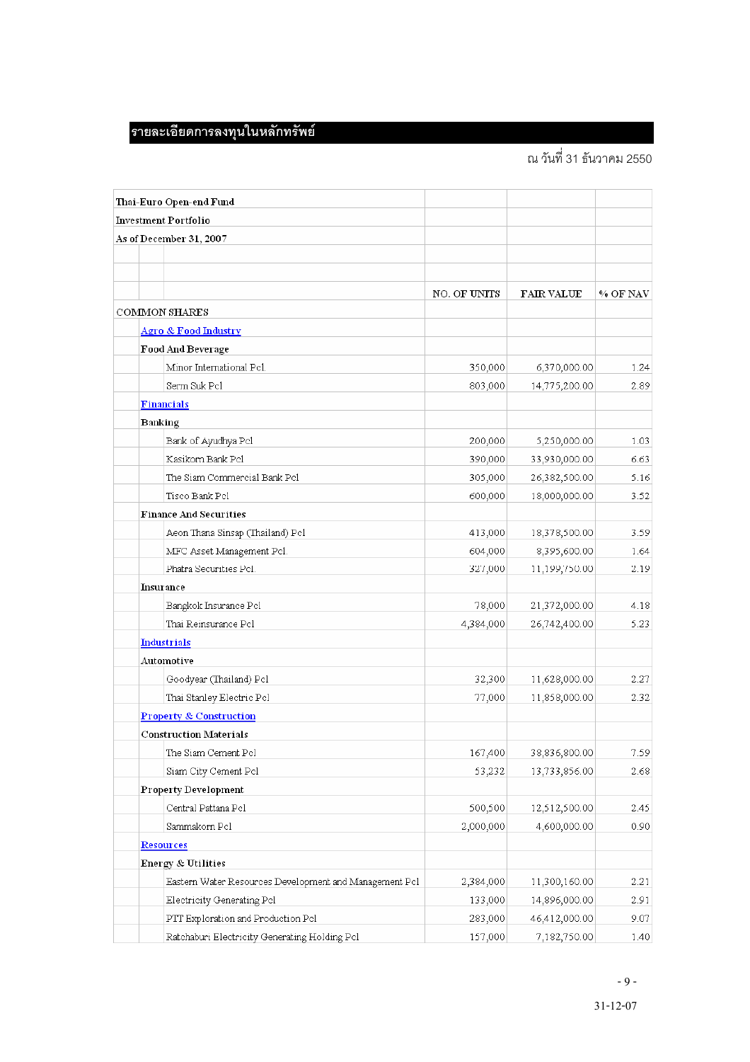## รายละเอียดการลงทุนในหลักทรัพย์

ณ วันที่ 31 ธันวาคม 2550

**Thai-Euro Open-end Fund**

**Investment Portfolio**

**As of December 31, 2007**

| | NO. OF UNITS | FAIR VALUE | % OF NAV |
|---|---|---|---|
| COMMON SHARES | | | |
| **Agro & Food Industry** | | | |
| **Food And Beverage** | | | |
| Minor International Pcl | 350,000 | 6,370,000.00 | 1.24 |
| Serm Suk Pcl | 803,000 | 14,775,200.00 | 2.89 |
| **Financials** | | | |
| **Banking** | | | |
| Bank of Ayudhya Pcl | 200,000 | 5,250,000.00 | 1.03 |
| Kasikorn Bank Pcl | 390,000 | 33,930,000.00 | 6.63 |
| The Siam Commercial Bank Pcl | 305,000 | 26,382,500.00 | 5.16 |
| Tisco Bank Pcl | 600,000 | 18,000,000.00 | 3.52 |
| **Finance And Securities** | | | |
| Aeon Thana Sinsap (Thailand) Pcl | 413,000 | 18,378,500.00 | 3.59 |
| MFC Asset Management Pcl | 604,000 | 8,395,600.00 | 1.64 |
| Phatra Securities Pcl | 327,000 | 11,199,750.00 | 2.19 |
| **Insurance** | | | |
| Bangkok Insurance Pcl | 78,000 | 21,372,000.00 | 4.18 |
| Thai Reinsurance Pcl | 4,384,000 | 26,742,400.00 | 5.23 |
| **Industrials** | | | |
| **Automotive** | | | |
| Goodyear (Thailand) Pcl | 32,300 | 11,628,000.00 | 2.27 |
| Thai Stanley Electric Pcl | 77,000 | 11,858,000.00 | 2.32 |
| **Property & Construction** | | | |
| **Construction Materials** | | | |
| The Siam Cement Pcl | 167,400 | 38,836,800.00 | 7.59 |
| Siam City Cement Pcl | 53,232 | 13,733,856.00 | 2.68 |
| **Property Development** | | | |
| Central Pattana Pcl | 500,500 | 12,512,500.00 | 2.45 |
| Sammakorn Pcl | 2,000,000 | 4,600,000.00 | 0.90 |
| **Resources** | | | |
| **Energy & Utilities** | | | |
| Eastern Water Resources Development and Management Pcl | 2,384,000 | 11,300,160.00 | 2.21 |
| Electricity Generating Pcl | 133,000 | 14,896,000.00 | 2.91 |
| PTT Exploration and Production Pcl | 283,000 | 46,412,000.00 | 9.07 |
| Ratchaburi Electricity Generating Holding Pcl | 157,000 | 7,182,750.00 | 1.40 |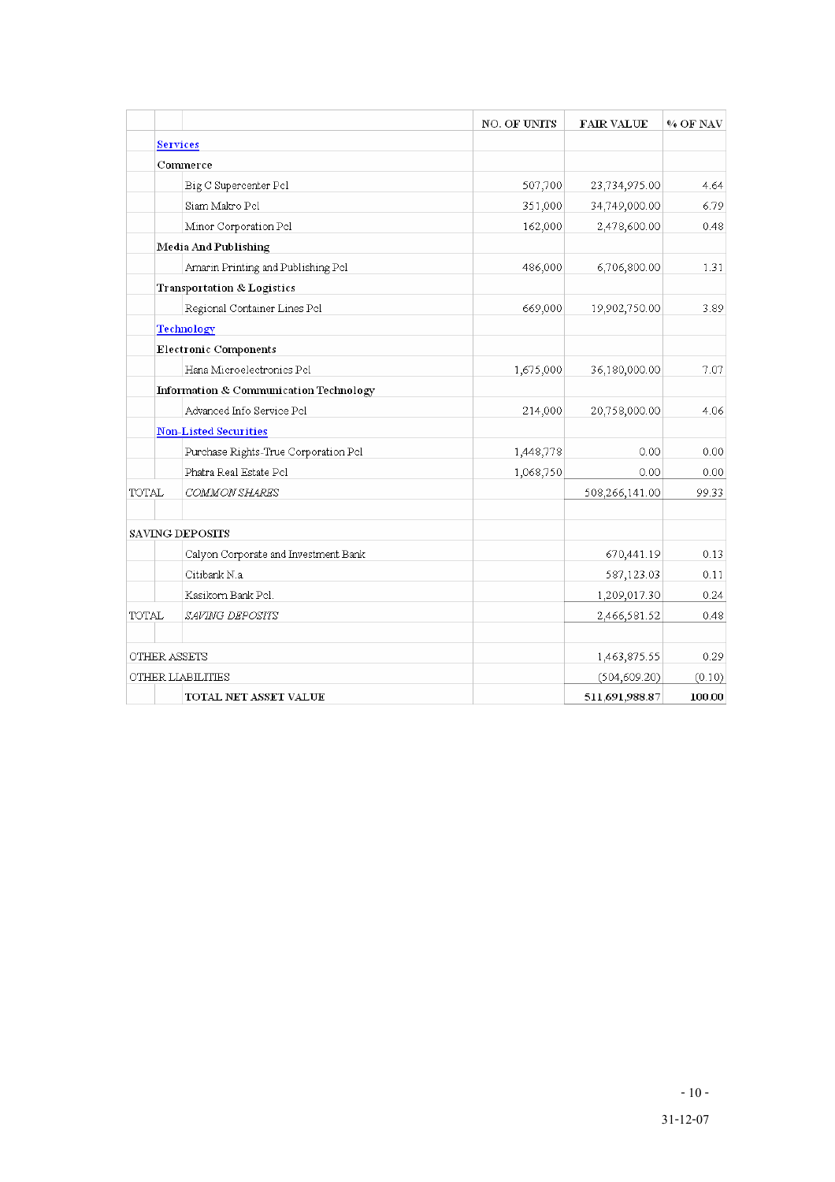| | | | NO. OF UNITS | FAIR VALUE | % OF NAV |
|---|---|---|---|---|---|
| | **Services** | | | | |
| | Commerce | | | | |
| | | Big C Supercenter Pcl | 507,700 | 23,734,975.00 | 4.64 |
| | | Siam Makro Pcl | 351,000 | 34,749,000.00 | 6.79 |
| | | Minor Corporation Pcl | 162,000 | 2,478,600.00 | 0.48 |
| | **Media And Publishing** | | | | |
| | | Amarin Printing and Publishing Pcl | 486,000 | 6,706,800.00 | 1.31 |
| | **Transportation & Logistics** | | | | |
| | | Regional Container Lines Pcl | 669,000 | 19,902,750.00 | 3.89 |
| | **Technology** | | | | |
| | **Electronic Components** | | | | |
| | | Hana Microelectronics Pcl | 1,675,000 | 36,180,000.00 | 7.07 |
| | **Information & Communication Technology** | | | | |
| | | Advanced Info Service Pcl | 214,000 | 20,758,000.00 | 4.06 |
| | **Non-Listed Securities** | | | | |
| | | Purchase Rights-True Corporation Pcl | 1,448,778 | 0.00 | 0.00 |
| | | Phatra Real Estate Pcl | 1,068,750 | 0.00 | 0.00 |
| TOTAL | | *COMMON SHARES* | | 508,266,141.00 | 99.33 |
| | | | | | |
| SAVING DEPOSITS | | | | | |
| | | Calyon Corporate and Investment Bank | | 670,441.19 | 0.13 |
| | | Citibank N.a | | 587,123.03 | 0.11 |
| | | Kasikorn Bank Pcl. | | 1,209,017.30 | 0.24 |
| TOTAL | | *SAVING DEPOSITS* | | 2,466,581.52 | 0.48 |
| | | | | | |
| OTHER ASSETS | | | | 1,463,875.55 | 0.29 |
| OTHER LIABILITIES | | | | (504,609.20) | (0.10) |
| | | **TOTAL NET ASSET VALUE** | | **511,691,988.87** | **100.00** |

31-12-07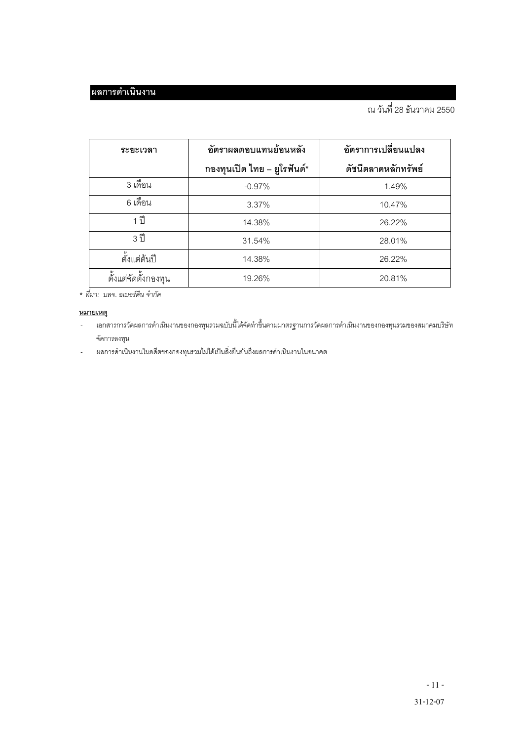## ผลการดำเนินงาน

ณ วันที่ 28 ธันวาคม 2550

| ระยะเวลา | อัตราผลตอบแทนย้อนหลัง กองทุนเปิด ไทย – ยูโรฟันด์* | อัตราการเปลี่ยนแปลง ดัชนีตลาดหลักทรัพย์ |
|---|---|---|
| 3 เดือน | -0.97% | 1.49% |
| 6 เดือน | 3.37% | 10.47% |
| 1 ปี | 14.38% | 26.22% |
| 3 ปี | 31.54% | 28.01% |
| ตั้งแต่ต้นปี | 14.38% | 26.22% |
| ตั้งแต่จัดตั้งกองทุน | 19.26% | 20.81% |

*\* ที่มา: บลจ. อเบอร์ดีน จำกัด*

**หมายเหตุ**

- เอกสารการวัดผลการดำเนินงานของกองทุนรวมฉบับนี้ได้จัดทำขึ้นตามมาตรฐานการวัดผลการดำเนินงานของกองทุนรวมของสมาคมบริษัทจัดการลงทุน
- ผลการดำเนินงานในอดีตของกองทุนรวมไม่ได้เป็นสิ่งยืนยันถึงผลการดำเนินงานในอนาคต

31-12-07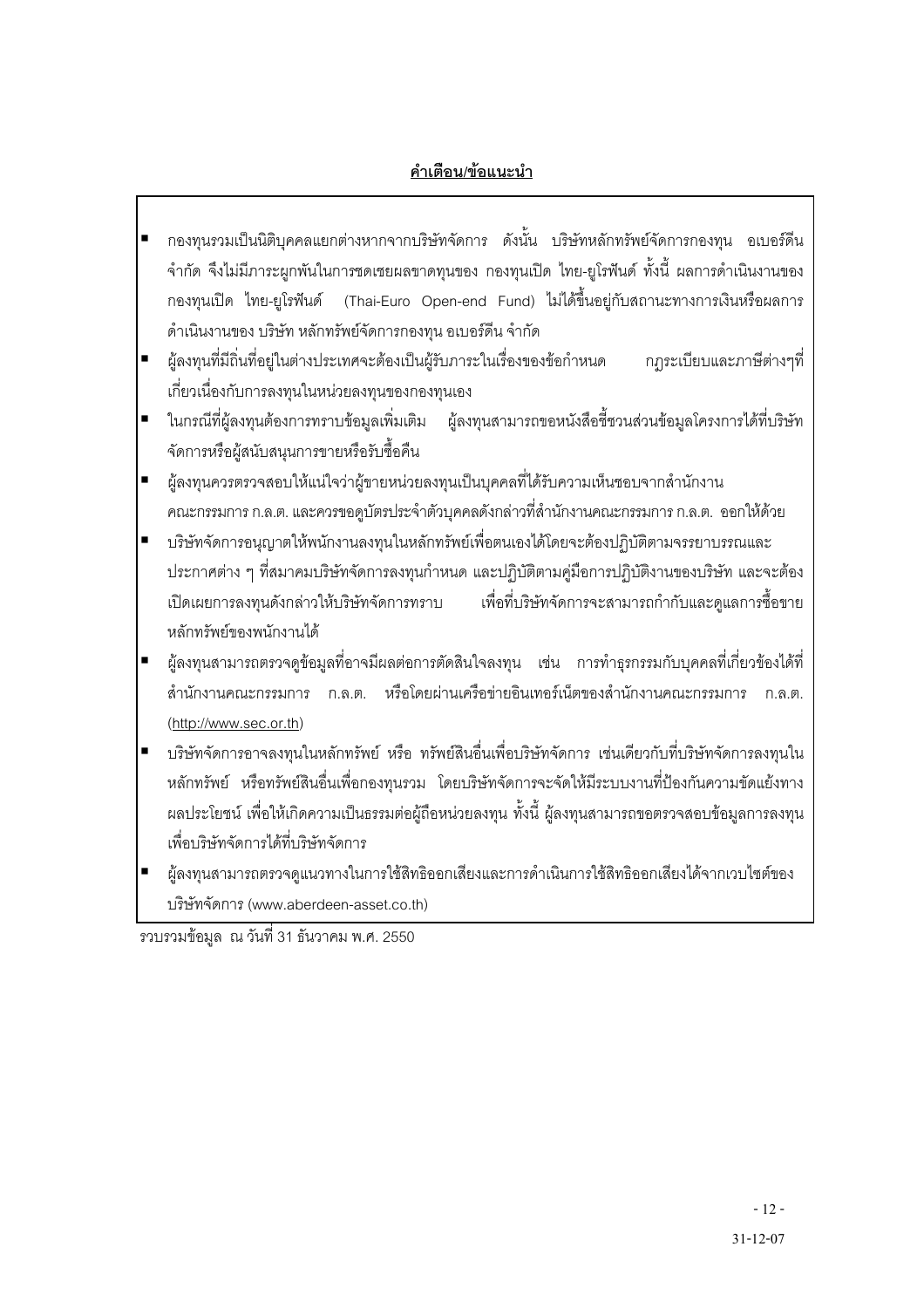**คำเตือน/ข้อแนะนำ**

- กองทุนรวมเป็นนิติบุคคลแยกต่างหากจากบริษัทจัดการ ดังนั้น บริษัทหลักทรัพย์จัดการกองทุน อเบอร์ดีน จำกัด จึงไม่มีภาระผูกพันในการชดเชยผลขาดทุนของ กองทุนเปิด ไทย-ยูโรฟันด์ ทั้งนี้ ผลการดำเนินงานของ กองทุนเปิด ไทย-ยูโรฟันด์ (Thai-Euro Open-end Fund) ไม่ได้ขึ้นอยู่กับสถานะทางการเงินหรือผลการดำเนินงานของ บริษัท หลักทรัพย์จัดการกองทุน อเบอร์ดีน จำกัด
- ผู้ลงทุนที่มีถิ่นที่อยู่ในต่างประเทศจะต้องเป็นผู้รับภาระในเรื่องของข้อกำหนด กฎระเบียบและภาษีต่างๆที่เกี่ยวเนื่องกับการลงทุนในหน่วยลงทุนของกองทุนเอง
- ในกรณีที่ผู้ลงทุนต้องการทราบข้อมูลเพิ่มเติม ผู้ลงทุนสามารถขอหนังสือชี้ชวนส่วนข้อมูลโครงการได้ที่บริษัทจัดการหรือผู้สนับสนุนการขายหรือรับซื้อคืน
- ผู้ลงทุนควรตรวจสอบให้แน่ใจว่าผู้ขายหน่วยลงทุนเป็นบุคคลที่ได้รับความเห็นชอบจากสำนักงานคณะกรรมการ ก.ล.ต. และควรขอดูบัตรประจำตัวบุคคลดังกล่าวที่สำนักงานคณะกรรมการ ก.ล.ต. ออกให้ด้วย
- บริษัทจัดการอนุญาตให้พนักงานลงทุนในหลักทรัพย์เพื่อตนเองได้โดยจะต้องปฏิบัติตามจรรยาบรรณและประกาศต่าง ๆ ที่สมาคมบริษัทจัดการลงทุนกำหนด และปฏิบัติตามคู่มือการปฏิบัติงานของบริษัท และจะต้องเปิดเผยการลงทุนดังกล่าวให้บริษัทจัดการทราบ เพื่อที่บริษัทจัดการจะสามารถกำกับและดูแลการซื้อขายหลักทรัพย์ของพนักงานได้
- ผู้ลงทุนสามารถตรวจดูข้อมูลที่อาจมีผลต่อการตัดสินใจลงทุน เช่น การทำธุรกรรมกับบุคคลที่เกี่ยวข้องได้ที่สำนักงานคณะกรรมการ ก.ล.ต. หรือโดยผ่านเครือข่ายอินเทอร์เน็ตของสำนักงานคณะกรรมการ ก.ล.ต. (http://www.sec.or.th)
- บริษัทจัดการอาจลงทุนในหลักทรัพย์ หรือ ทรัพย์สินอื่นเพื่อบริษัทจัดการ เช่นเดียวกับที่บริษัทจัดการลงทุนในหลักทรัพย์ หรือทรัพย์สินอื่นเพื่อกองทุนรวม โดยบริษัทจัดการจะจัดให้มีระบบงานที่ป้องกันความขัดแย้งทางผลประโยชน์ เพื่อให้เกิดความเป็นธรรมต่อผู้ถือหน่วยลงทุน ทั้งนี้ ผู้ลงทุนสามารถขอตรวจสอบข้อมูลการลงทุนเพื่อบริษัทจัดการได้ที่บริษัทจัดการ
- ผู้ลงทุนสามารถตรวจดูแนวทางในการใช้สิทธิออกเสียงและการดำเนินการใช้สิทธิออกเสียงได้จากเวบไซต์ของบริษัทจัดการ (www.aberdeen-asset.co.th)

รวบรวมข้อมูล ณ วันที่ 31 ธันวาคม พ.ศ. 2550